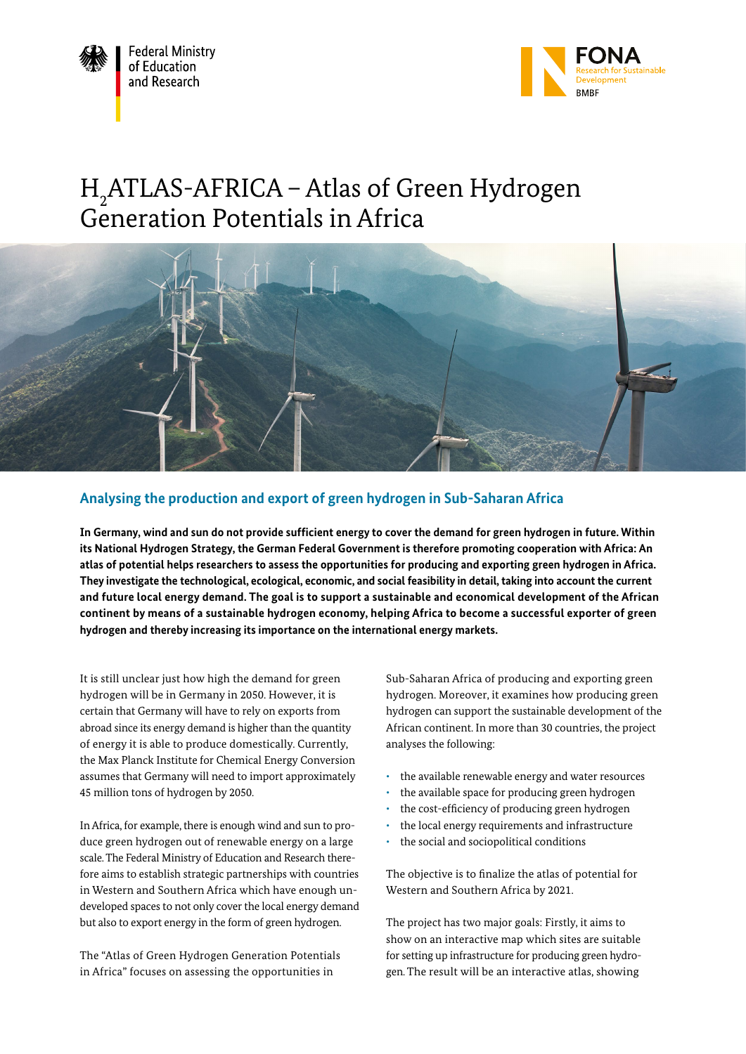Federal Ministry of Education and Research

FONA Research for Sustainable Development BMBF

# $H_2$ATLAS-AFRICA – Atlas of Green Hydrogen Generation Potentials in Africa

## Analysing the production and export of green hydrogen in Sub-Saharan Africa

**In Germany, wind and sun do not provide sufficient energy to cover the demand for green hydrogen in future. Within its National Hydrogen Strategy, the German Federal Government is therefore promoting cooperation with Africa: An atlas of potential helps researchers to assess the opportunities for producing and exporting green hydrogen in Africa. They investigate the technological, ecological, economic, and social feasibility in detail, taking into account the current and future local energy demand. The goal is to support a sustainable and economical development of the African continent by means of a sustainable hydrogen economy, helping Africa to become a successful exporter of green hydrogen and thereby increasing its importance on the international energy markets.**

It is still unclear just how high the demand for green hydrogen will be in Germany in 2050. However, it is certain that Germany will have to rely on exports from abroad since its energy demand is higher than the quantity of energy it is able to produce domestically. Currently, the Max Planck Institute for Chemical Energy Conversion assumes that Germany will need to import approximately 45 million tons of hydrogen by 2050.

In Africa, for example, there is enough wind and sun to produce green hydrogen out of renewable energy on a large scale. The Federal Ministry of Education and Research therefore aims to establish strategic partnerships with countries in Western and Southern Africa which have enough undeveloped spaces to not only cover the local energy demand but also to export energy in the form of green hydrogen.

The "Atlas of Green Hydrogen Generation Potentials in Africa" focuses on assessing the opportunities in Sub-Saharan Africa of producing and exporting green hydrogen. Moreover, it examines how producing green hydrogen can support the sustainable development of the African continent. In more than 30 countries, the project analyses the following:

- the available renewable energy and water resources
- the available space for producing green hydrogen
- the cost-efficiency of producing green hydrogen
- the local energy requirements and infrastructure
- the social and sociopolitical conditions

The objective is to finalize the atlas of potential for Western and Southern Africa by 2021.

The project has two major goals: Firstly, it aims to show on an interactive map which sites are suitable for setting up infrastructure for producing green hydrogen. The result will be an interactive atlas, showing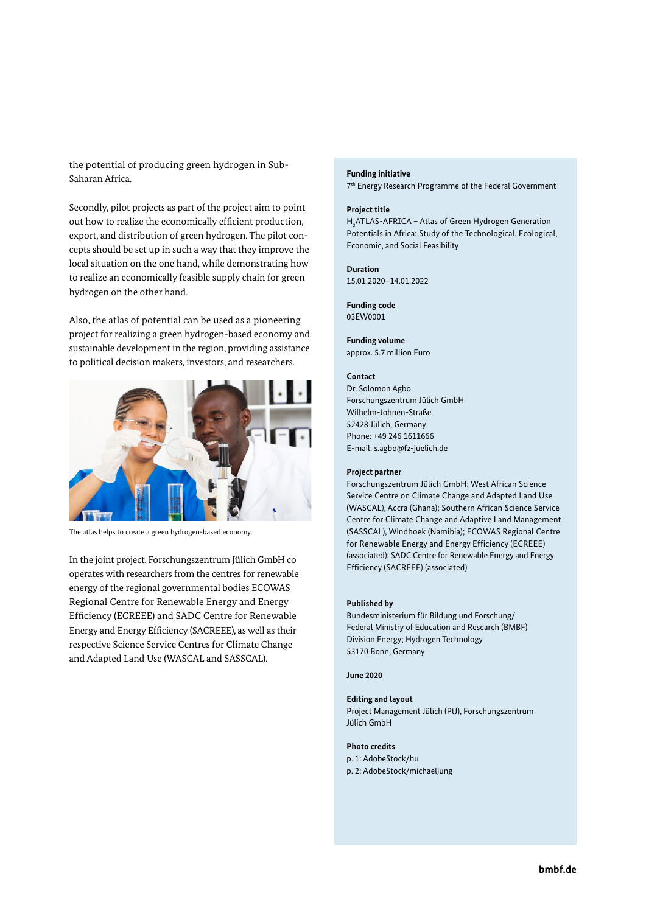the potential of producing green hydrogen in Sub-Saharan Africa.

Secondly, pilot projects as part of the project aim to point out how to realize the economically efficient production, export, and distribution of green hydrogen. The pilot concepts should be set up in such a way that they improve the local situation on the one hand, while demonstrating how to realize an economically feasible supply chain for green hydrogen on the other hand.

Also, the atlas of potential can be used as a pioneering project for realizing a green hydrogen-based economy and sustainable development in the region, providing assistance to political decision makers, investors, and researchers.

The atlas helps to create a green hydrogen-based economy.

In the joint project, Forschungszentrum Jülich GmbH co operates with researchers from the centres for renewable energy of the regional governmental bodies ECOWAS Regional Centre for Renewable Energy and Energy Efficiency (ECREEE) and SADC Centre for Renewable Energy and Energy Efficiency (SACREEE), as well as their respective Science Service Centres for Climate Change and Adapted Land Use (WASCAL and SASSCAL).

**Funding initiative**
7th Energy Research Programme of the Federal Government

**Project title**
$H_2$ATLAS-AFRICA – Atlas of Green Hydrogen Generation Potentials in Africa: Study of the Technological, Ecological, Economic, and Social Feasibility

**Duration**
15.01.2020–14.01.2022

**Funding code**
03EW0001

**Funding volume**
approx. 5.7 million Euro

**Contact**
Dr. Solomon Agbo
Forschungszentrum Jülich GmbH
Wilhelm-Johnen-Straße
52428 Jülich, Germany
Phone: +49 246 1611666
E-mail: s.agbo@fz-juelich.de

**Project partner**
Forschungszentrum Jülich GmbH; West African Science Service Centre on Climate Change and Adapted Land Use (WASCAL), Accra (Ghana); Southern African Science Service Centre for Climate Change and Adaptive Land Management (SASSCAL), Windhoek (Namibia); ECOWAS Regional Centre for Renewable Energy and Energy Efficiency (ECREEE) (associated); SADC Centre for Renewable Energy and Energy Efficiency (SACREEE) (associated)

**Published by**
Bundesministerium für Bildung und Forschung/
Federal Ministry of Education and Research (BMBF)
Division Energy; Hydrogen Technology
53170 Bonn, Germany

**June 2020**

**Editing and layout**
Project Management Jülich (PtJ), Forschungszentrum Jülich GmbH

**Photo credits**
p. 1: AdobeStock/hu
p. 2: AdobeStock/michaeljung

**bmbf.de**